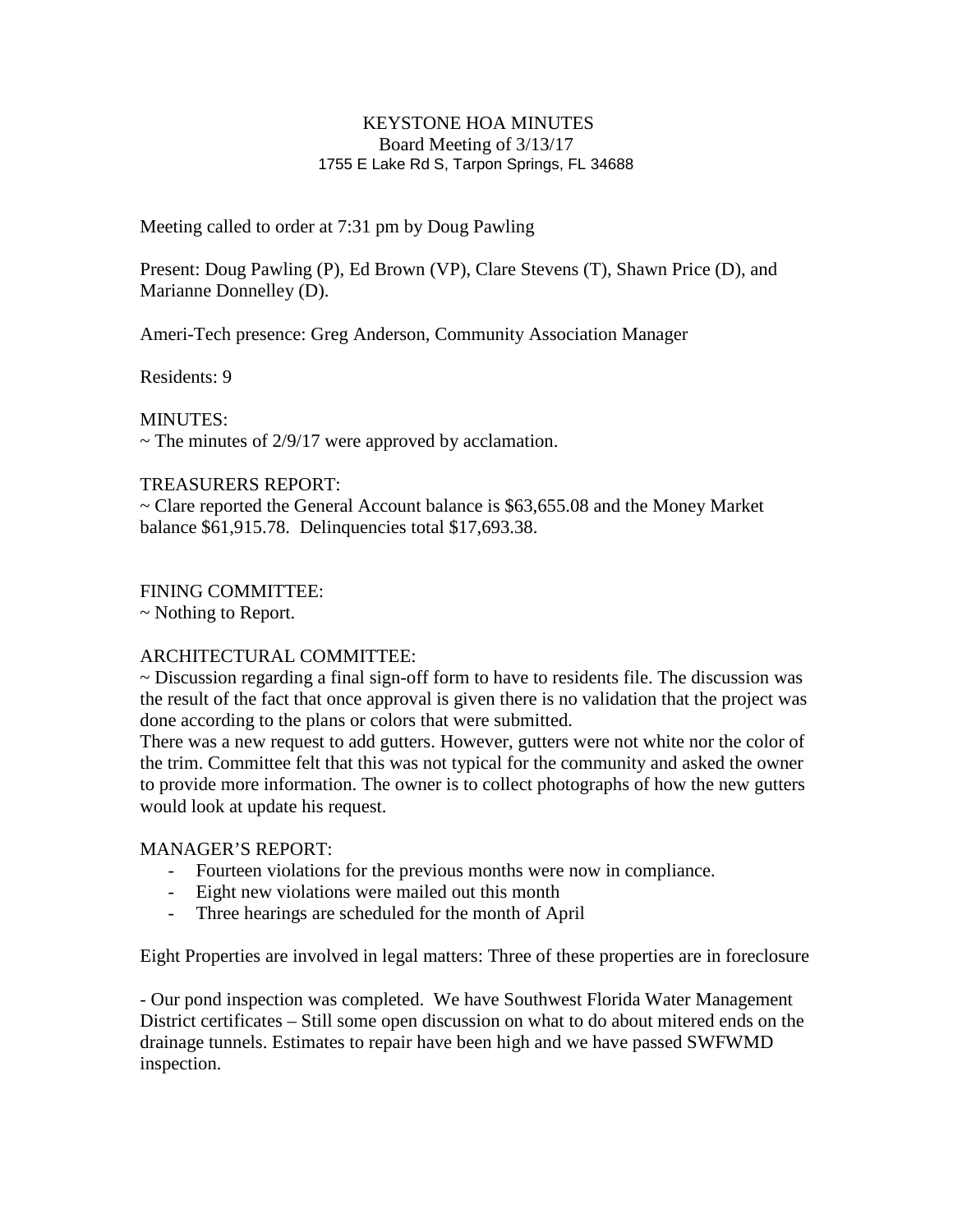# KEYSTONE HOA MINUTES

Board Meeting of 3/13/17

1755 E Lake Rd S, Tarpon Springs, FL 34688

Meeting called to order at 7:31 pm by Doug Pawling

Present: Doug Pawling (P), Ed Brown (VP), Clare Stevens (T), Shawn Price (D), and Marianne Donnelley (D).

Ameri-Tech presence: Greg Anderson, Community Association Manager

Residents: 9

MINUTES:

~ The minutes of 2/9/17 were approved by acclamation.

TREASURERS REPORT:

~ Clare reported the General Account balance is $63,655.08 and the Money Market balance $61,915.78. Delinquencies total $17,693.38.

FINING COMMITTEE:

~ Nothing to Report.

ARCHITECTURAL COMMITTEE:

~ Discussion regarding a final sign-off form to have to residents file. The discussion was the result of the fact that once approval is given there is no validation that the project was done according to the plans or colors that were submitted.

There was a new request to add gutters. However, gutters were not white nor the color of the trim. Committee felt that this was not typical for the community and asked the owner to provide more information. The owner is to collect photographs of how the new gutters would look at update his request.

MANAGER'S REPORT:

- Fourteen violations for the previous months were now in compliance.
- Eight new violations were mailed out this month
- Three hearings are scheduled for the month of April

Eight Properties are involved in legal matters: Three of these properties are in foreclosure

- Our pond inspection was completed. We have Southwest Florida Water Management District certificates – Still some open discussion on what to do about mitered ends on the drainage tunnels. Estimates to repair have been high and we have passed SWFWMD inspection.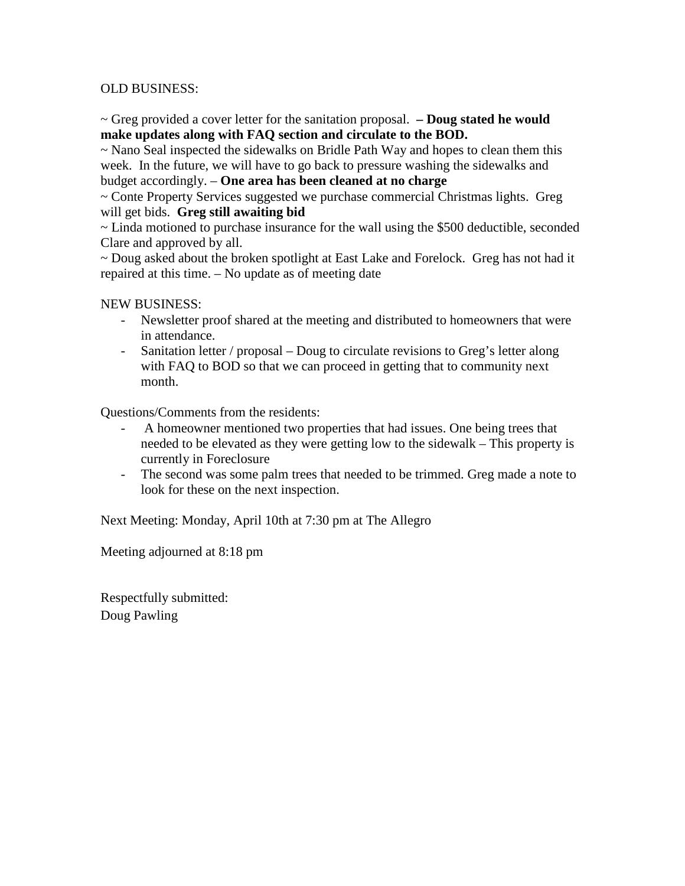OLD BUSINESS:

~ Greg provided a cover letter for the sanitation proposal.  **– Doug stated he would make updates along with FAQ section and circulate to the BOD.**
~ Nano Seal inspected the sidewalks on Bridle Path Way and hopes to clean them this week.  In the future, we will have to go back to pressure washing the sidewalks and budget accordingly. – **One area has been cleaned at no charge**
~ Conte Property Services suggested we purchase commercial Christmas lights.  Greg will get bids.  **Greg still awaiting bid**
~ Linda motioned to purchase insurance for the wall using the $500 deductible, seconded Clare and approved by all.
~ Doug asked about the broken spotlight at East Lake and Forelock.  Greg has not had it repaired at this time. – No update as of meeting date

NEW BUSINESS:

- Newsletter proof shared at the meeting and distributed to homeowners that were in attendance.
- Sanitation letter / proposal – Doug to circulate revisions to Greg's letter along with FAQ to BOD so that we can proceed in getting that to community next month.

Questions/Comments from the residents:

- A homeowner mentioned two properties that had issues. One being trees that needed to be elevated as they were getting low to the sidewalk – This property is currently in Foreclosure
- The second was some palm trees that needed to be trimmed. Greg made a note to look for these on the next inspection.

Next Meeting: Monday, April 10th at 7:30 pm at The Allegro

Meeting adjourned at 8:18 pm

Respectfully submitted:
Doug Pawling